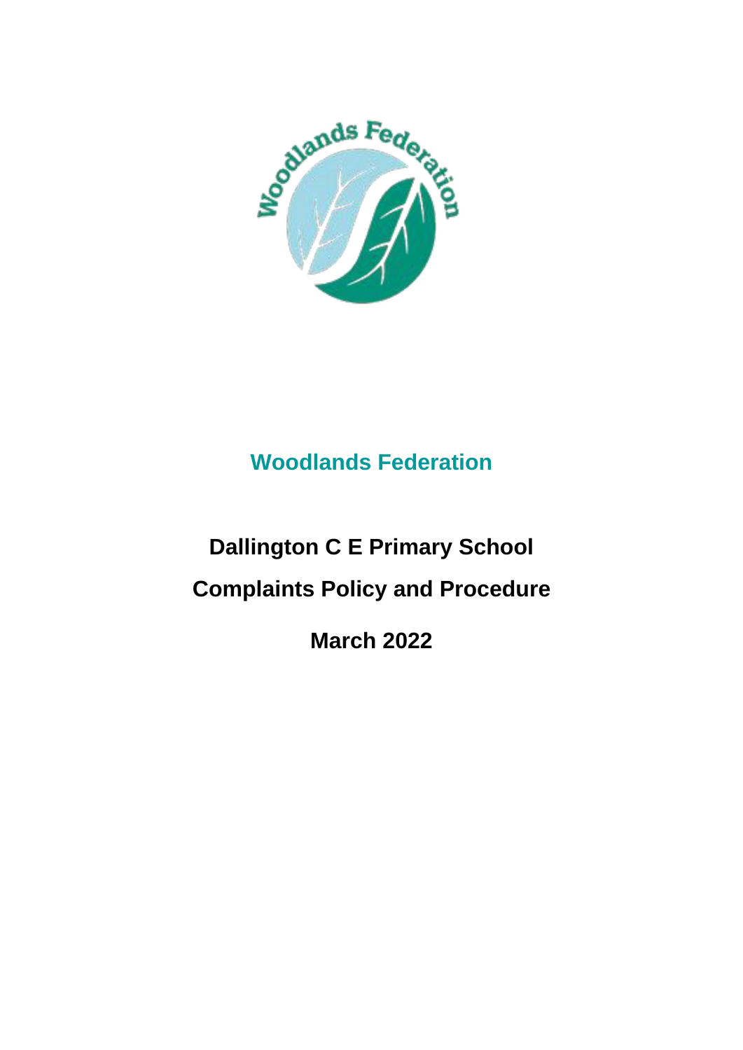# Woodlands Federation

## Dallington C E Primary School

## Complaints Policy and Procedure

## March 2022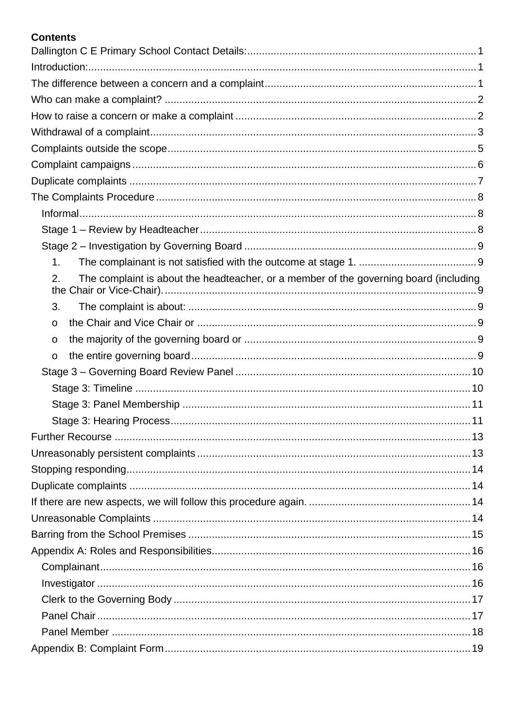**Contents**

Dallington C E Primary School Contact Details: 1
Introduction: 1
The difference between a concern and a complaint 1
Who can make a complaint? 2
How to raise a concern or make a complaint 2
Withdrawal of a complaint 3
Complaints outside the scope 5
Complaint campaigns 6
Duplicate complaints 7
The Complaints Procedure 8
- Informal 8
- Stage 1 – Review by Headteacher 8
- Stage 2 – Investigation by Governing Board 9
  1. The complainant is not satisfied with the outcome at stage 1. 9
  2. The complaint is about the headteacher, or a member of the governing board (including the Chair or Vice-Chair). 9
  3. The complaint is about: 9
  - o the Chair and Vice Chair or 9
  - o the majority of the governing board or 9
  - o the entire governing board 9
- Stage 3 – Governing Board Review Panel 10
  - Stage 3: Timeline 10
  - Stage 3: Panel Membership 11
  - Stage 3: Hearing Process 11

Further Recourse 13
Unreasonably persistent complaints 13
Stopping responding 14
Duplicate complaints 14
If there are new aspects, we will follow this procedure again. 14
Unreasonable Complaints 14
Barring from the School Premises 15
Appendix A: Roles and Responsibilities 16
- Complainant 16
- Investigator 16
- Clerk to the Governing Body 17
- Panel Chair 17
- Panel Member 18

Appendix B: Complaint Form 19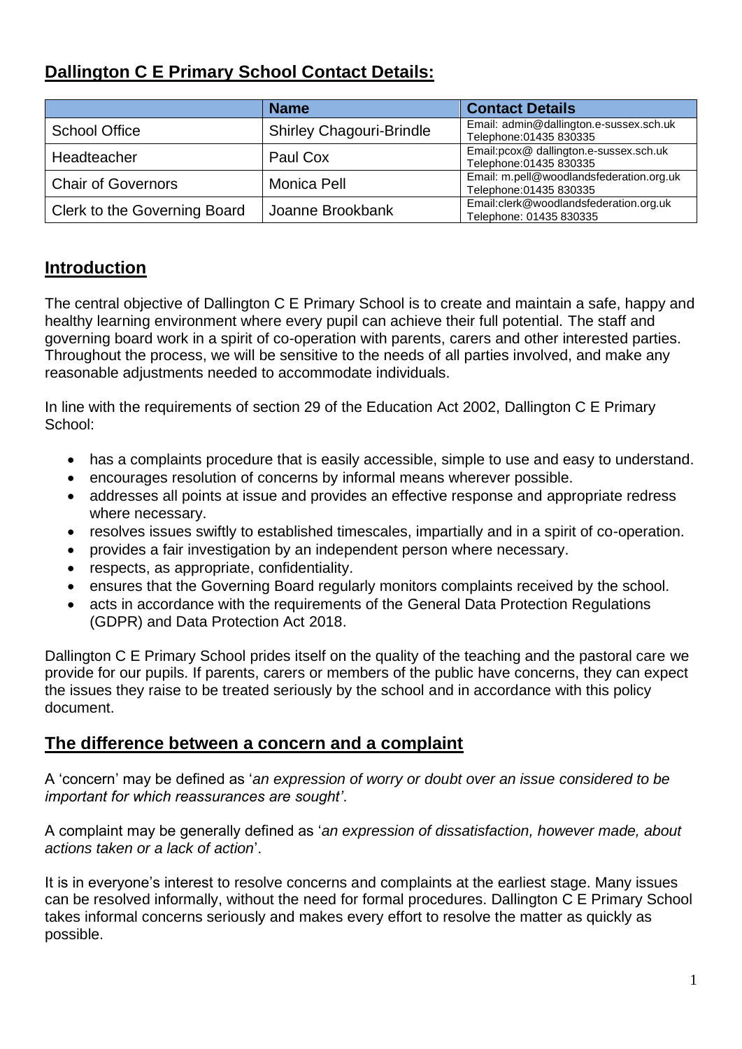## Dallington C E Primary School Contact Details:

| | Name | Contact Details |
|---|---|---|
| School Office | Shirley Chagouri-Brindle | Email: admin@dallington.e-sussex.sch.uk<br>Telephone:01435 830335 |
| Headteacher | Paul Cox | Email:pcox@ dallington.e-sussex.sch.uk<br>Telephone:01435 830335 |
| Chair of Governors | Monica Pell | Email: m.pell@woodlandsfederation.org.uk<br>Telephone:01435 830335 |
| Clerk to the Governing Board | Joanne Brookbank | Email:clerk@woodlandsfederation.org.uk<br>Telephone: 01435 830335 |

## Introduction

The central objective of Dallington C E Primary School is to create and maintain a safe, happy and healthy learning environment where every pupil can achieve their full potential. The staff and governing board work in a spirit of co-operation with parents, carers and other interested parties. Throughout the process, we will be sensitive to the needs of all parties involved, and make any reasonable adjustments needed to accommodate individuals.

In line with the requirements of section 29 of the Education Act 2002, Dallington C E Primary School:

- has a complaints procedure that is easily accessible, simple to use and easy to understand.
- encourages resolution of concerns by informal means wherever possible.
- addresses all points at issue and provides an effective response and appropriate redress where necessary.
- resolves issues swiftly to established timescales, impartially and in a spirit of co-operation.
- provides a fair investigation by an independent person where necessary.
- respects, as appropriate, confidentiality.
- ensures that the Governing Board regularly monitors complaints received by the school.
- acts in accordance with the requirements of the General Data Protection Regulations (GDPR) and Data Protection Act 2018.

Dallington C E Primary School prides itself on the quality of the teaching and the pastoral care we provide for our pupils. If parents, carers or members of the public have concerns, they can expect the issues they raise to be treated seriously by the school and in accordance with this policy document.

## The difference between a concern and a complaint

A 'concern' may be defined as '*an expression of worry or doubt over an issue considered to be important for which reassurances are sought'*.

A complaint may be generally defined as '*an expression of dissatisfaction, however made, about actions taken or a lack of action*'.

It is in everyone's interest to resolve concerns and complaints at the earliest stage. Many issues can be resolved informally, without the need for formal procedures. Dallington C E Primary School takes informal concerns seriously and makes every effort to resolve the matter as quickly as possible.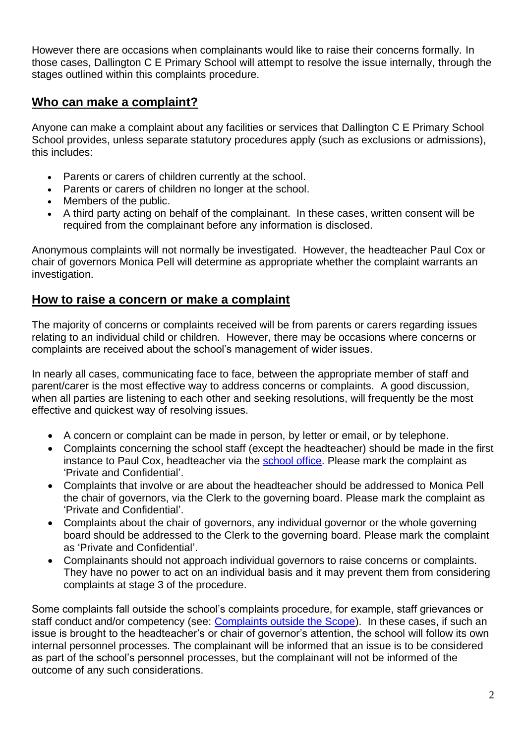However there are occasions when complainants would like to raise their concerns formally. In those cases, Dallington C E Primary School will attempt to resolve the issue internally, through the stages outlined within this complaints procedure.

## **Who can make a complaint?**

Anyone can make a complaint about any facilities or services that Dallington C E Primary School School provides, unless separate statutory procedures apply (such as exclusions or admissions), this includes:

- Parents or carers of children currently at the school.
- Parents or carers of children no longer at the school.
- Members of the public.
- A third party acting on behalf of the complainant. In these cases, written consent will be required from the complainant before any information is disclosed.

Anonymous complaints will not normally be investigated. However, the headteacher Paul Cox or chair of governors Monica Pell will determine as appropriate whether the complaint warrants an investigation.

## **How to raise a concern or make a complaint**

The majority of concerns or complaints received will be from parents or carers regarding issues relating to an individual child or children. However, there may be occasions where concerns or complaints are received about the school's management of wider issues.

In nearly all cases, communicating face to face, between the appropriate member of staff and parent/carer is the most effective way to address concerns or complaints. A good discussion, when all parties are listening to each other and seeking resolutions, will frequently be the most effective and quickest way of resolving issues.

- A concern or complaint can be made in person, by letter or email, or by telephone.
- Complaints concerning the school staff (except the headteacher) should be made in the first instance to Paul Cox, headteacher via the school office. Please mark the complaint as 'Private and Confidential'.
- Complaints that involve or are about the headteacher should be addressed to Monica Pell the chair of governors, via the Clerk to the governing board. Please mark the complaint as 'Private and Confidential'.
- Complaints about the chair of governors, any individual governor or the whole governing board should be addressed to the Clerk to the governing board. Please mark the complaint as 'Private and Confidential'.
- Complainants should not approach individual governors to raise concerns or complaints. They have no power to act on an individual basis and it may prevent them from considering complaints at stage 3 of the procedure.

Some complaints fall outside the school's complaints procedure, for example, staff grievances or staff conduct and/or competency (see: Complaints outside the Scope). In these cases, if such an issue is brought to the headteacher's or chair of governor's attention, the school will follow its own internal personnel processes. The complainant will be informed that an issue is to be considered as part of the school's personnel processes, but the complainant will not be informed of the outcome of any such considerations.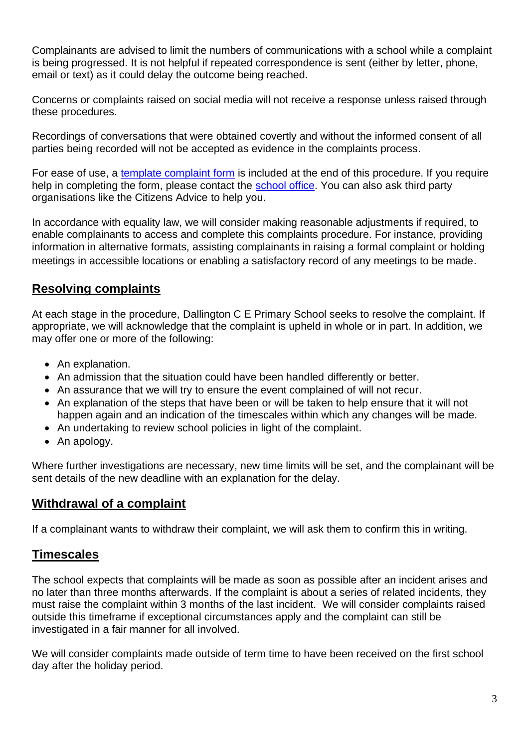Complainants are advised to limit the numbers of communications with a school while a complaint is being progressed. It is not helpful if repeated correspondence is sent (either by letter, phone, email or text) as it could delay the outcome being reached.

Concerns or complaints raised on social media will not receive a response unless raised through these procedures.

Recordings of conversations that were obtained covertly and without the informed consent of all parties being recorded will not be accepted as evidence in the complaints process.

For ease of use, a template complaint form is included at the end of this procedure. If you require help in completing the form, please contact the school office. You can also ask third party organisations like the Citizens Advice to help you.

In accordance with equality law, we will consider making reasonable adjustments if required, to enable complainants to access and complete this complaints procedure. For instance, providing information in alternative formats, assisting complainants in raising a formal complaint or holding meetings in accessible locations or enabling a satisfactory record of any meetings to be made.

## Resolving complaints

At each stage in the procedure, Dallington C E Primary School seeks to resolve the complaint. If appropriate, we will acknowledge that the complaint is upheld in whole or in part. In addition, we may offer one or more of the following:

- An explanation.
- An admission that the situation could have been handled differently or better.
- An assurance that we will try to ensure the event complained of will not recur.
- An explanation of the steps that have been or will be taken to help ensure that it will not happen again and an indication of the timescales within which any changes will be made.
- An undertaking to review school policies in light of the complaint.
- An apology.

Where further investigations are necessary, new time limits will be set, and the complainant will be sent details of the new deadline with an explanation for the delay.

## Withdrawal of a complaint

If a complainant wants to withdraw their complaint, we will ask them to confirm this in writing.

## Timescales

The school expects that complaints will be made as soon as possible after an incident arises and no later than three months afterwards. If the complaint is about a series of related incidents, they must raise the complaint within 3 months of the last incident. We will consider complaints raised outside this timeframe if exceptional circumstances apply and the complaint can still be investigated in a fair manner for all involved.

We will consider complaints made outside of term time to have been received on the first school day after the holiday period.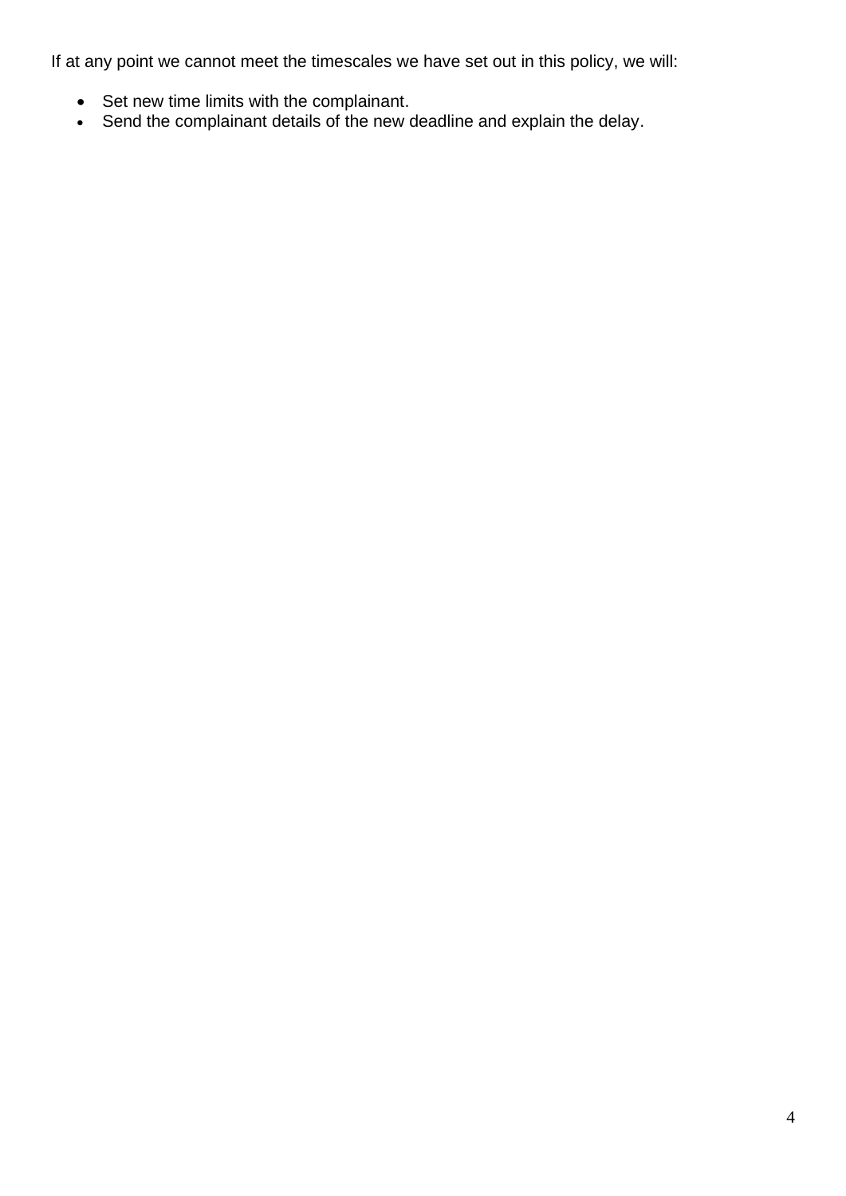If at any point we cannot meet the timescales we have set out in this policy, we will:

- Set new time limits with the complainant.
- Send the complainant details of the new deadline and explain the delay.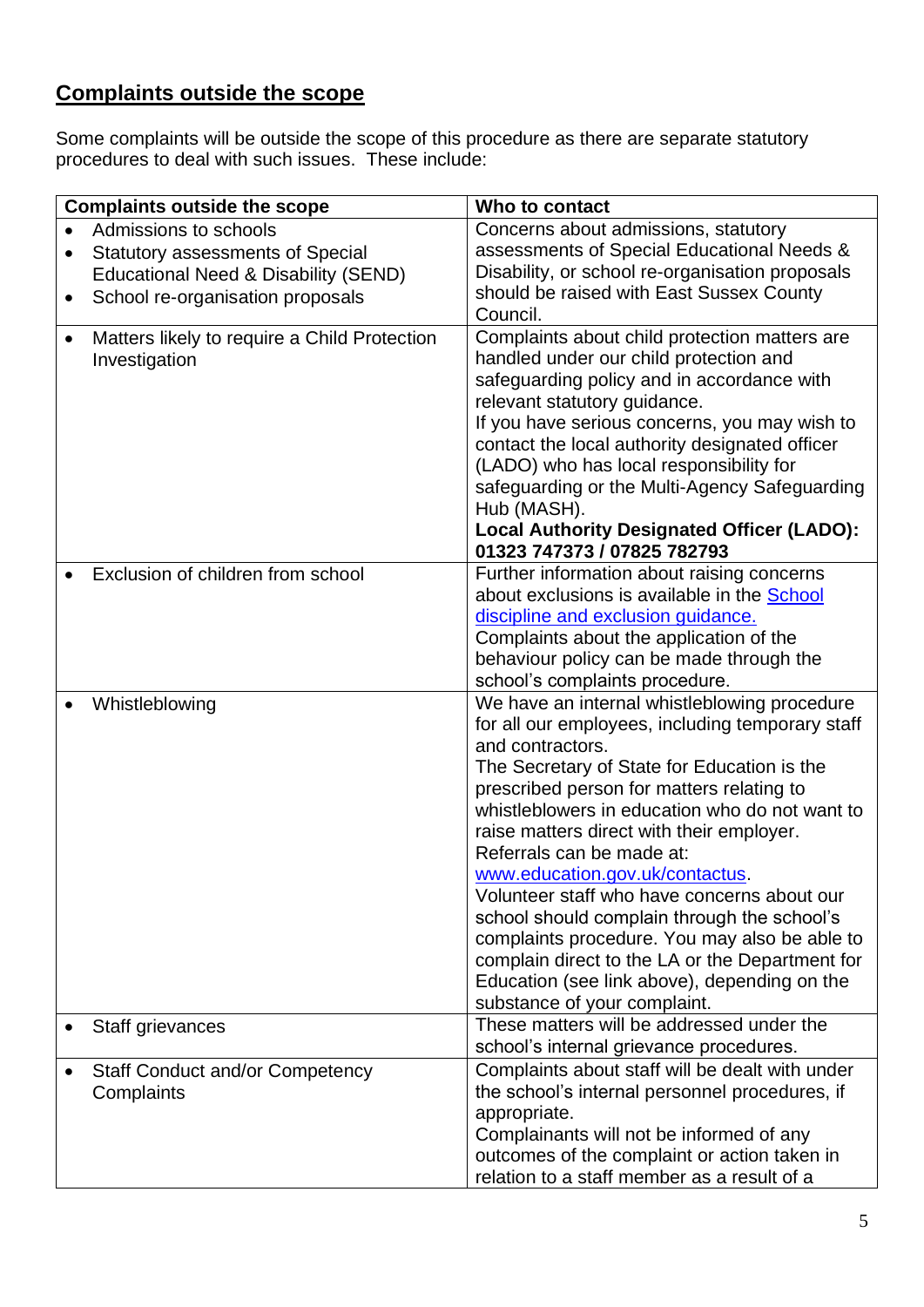## Complaints outside the scope

Some complaints will be outside the scope of this procedure as there are separate statutory procedures to deal with such issues. These include:

| Complaints outside the scope | Who to contact |
| --- | --- |
| • Admissions to schools<br>• Statutory assessments of Special Educational Need & Disability (SEND)<br>• School re-organisation proposals | Concerns about admissions, statutory assessments of Special Educational Needs & Disability, or school re-organisation proposals should be raised with East Sussex County Council. |
| • Matters likely to require a Child Protection Investigation | Complaints about child protection matters are handled under our child protection and safeguarding policy and in accordance with relevant statutory guidance.<br>If you have serious concerns, you may wish to contact the local authority designated officer (LADO) who has local responsibility for safeguarding or the Multi-Agency Safeguarding Hub (MASH).<br>**Local Authority Designated Officer (LADO): 01323 747373 / 07825 782793** |
| • Exclusion of children from school | Further information about raising concerns about exclusions is available in the [School discipline and exclusion guidance.](#)<br>Complaints about the application of the behaviour policy can be made through the school's complaints procedure. |
| • Whistleblowing | We have an internal whistleblowing procedure for all our employees, including temporary staff and contractors.<br>The Secretary of State for Education is the prescribed person for matters relating to whistleblowers in education who do not want to raise matters direct with their employer. Referrals can be made at: [www.education.gov.uk/contactus](www.education.gov.uk/contactus).<br>Volunteer staff who have concerns about our school should complain through the school's complaints procedure. You may also be able to complain direct to the LA or the Department for Education (see link above), depending on the substance of your complaint. |
| • Staff grievances | These matters will be addressed under the school's internal grievance procedures. |
| • Staff Conduct and/or Competency Complaints | Complaints about staff will be dealt with under the school's internal personnel procedures, if appropriate.<br>Complainants will not be informed of any outcomes of the complaint or action taken in relation to a staff member as a result of a |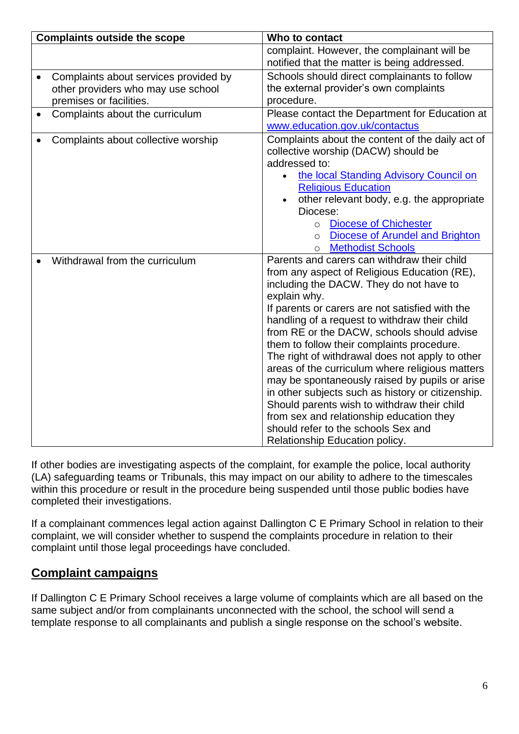| Complaints outside the scope | Who to contact |
|---|---|
| | complaint. However, the complainant will be notified that the matter is being addressed. |
| • Complaints about services provided by other providers who may use school premises or facilities. | Schools should direct complainants to follow the external provider's own complaints procedure. |
| • Complaints about the curriculum | Please contact the Department for Education at www.education.gov.uk/contactus |
| • Complaints about collective worship | Complaints about the content of the daily act of collective worship (DACW) should be addressed to: <br>• the local Standing Advisory Council on Religious Education <br>• other relevant body, e.g. the appropriate Diocese: <br>&nbsp;&nbsp;○ Diocese of Chichester <br>&nbsp;&nbsp;○ Diocese of Arundel and Brighton <br>&nbsp;&nbsp;○ Methodist Schools |
| • Withdrawal from the curriculum | Parents and carers can withdraw their child from any aspect of Religious Education (RE), including the DACW. They do not have to explain why. <br>If parents or carers are not satisfied with the handling of a request to withdraw their child from RE or the DACW, schools should advise them to follow their complaints procedure. <br>The right of withdrawal does not apply to other areas of the curriculum where religious matters may be spontaneously raised by pupils or arise in other subjects such as history or citizenship. <br>Should parents wish to withdraw their child from sex and relationship education they should refer to the schools Sex and Relationship Education policy. |

If other bodies are investigating aspects of the complaint, for example the police, local authority (LA) safeguarding teams or Tribunals, this may impact on our ability to adhere to the timescales within this procedure or result in the procedure being suspended until those public bodies have completed their investigations.

If a complainant commences legal action against Dallington C E Primary School in relation to their complaint, we will consider whether to suspend the complaints procedure in relation to their complaint until those legal proceedings have concluded.

## Complaint campaigns

If Dallington C E Primary School receives a large volume of complaints which are all based on the same subject and/or from complainants unconnected with the school, the school will send a template response to all complainants and publish a single response on the school's website.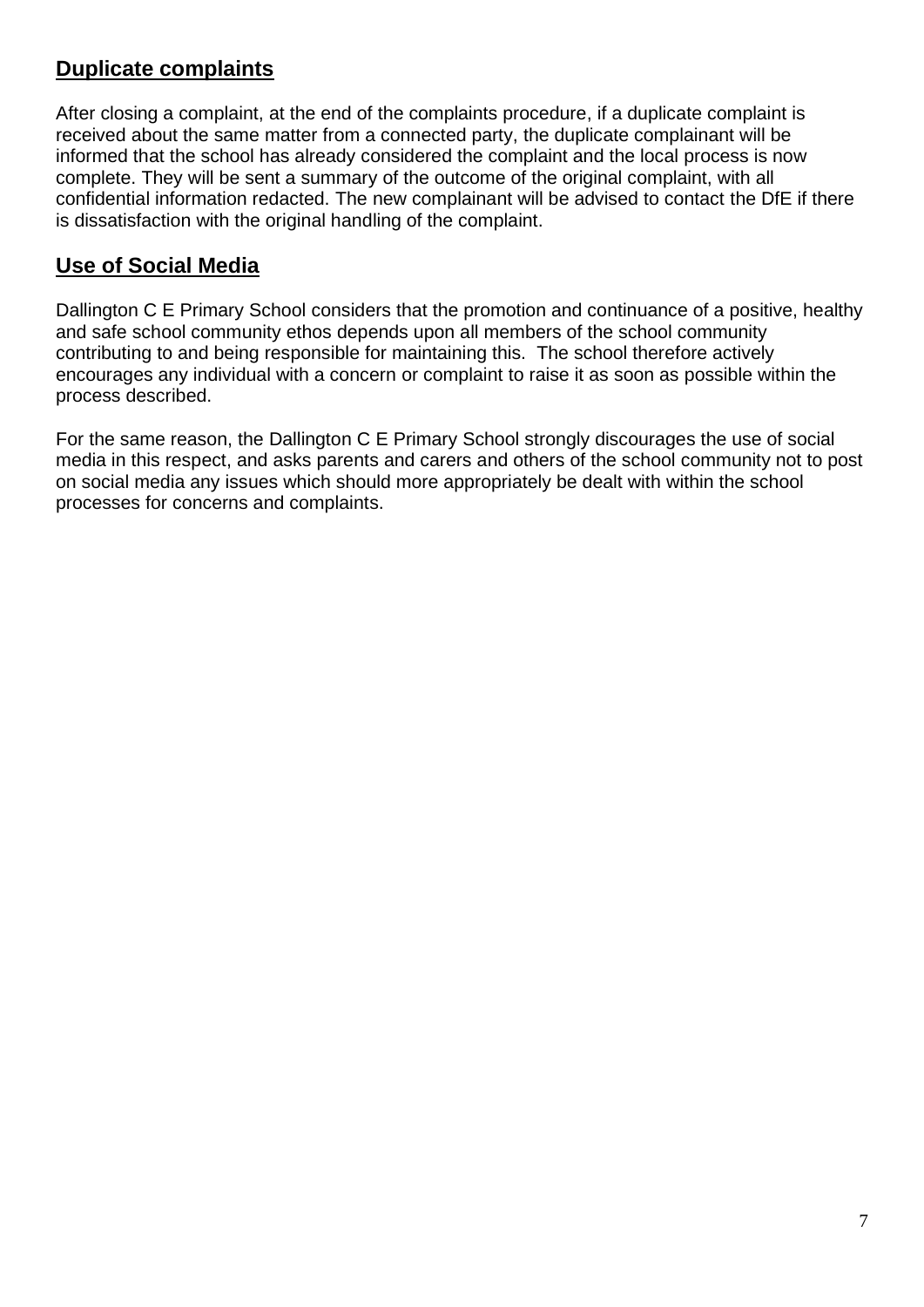## Duplicate complaints

After closing a complaint, at the end of the complaints procedure, if a duplicate complaint is received about the same matter from a connected party, the duplicate complainant will be informed that the school has already considered the complaint and the local process is now complete. They will be sent a summary of the outcome of the original complaint, with all confidential information redacted. The new complainant will be advised to contact the DfE if there is dissatisfaction with the original handling of the complaint.

## Use of Social Media

Dallington C E Primary School considers that the promotion and continuance of a positive, healthy and safe school community ethos depends upon all members of the school community contributing to and being responsible for maintaining this. The school therefore actively encourages any individual with a concern or complaint to raise it as soon as possible within the process described.

For the same reason, the Dallington C E Primary School strongly discourages the use of social media in this respect, and asks parents and carers and others of the school community not to post on social media any issues which should more appropriately be dealt with within the school processes for concerns and complaints.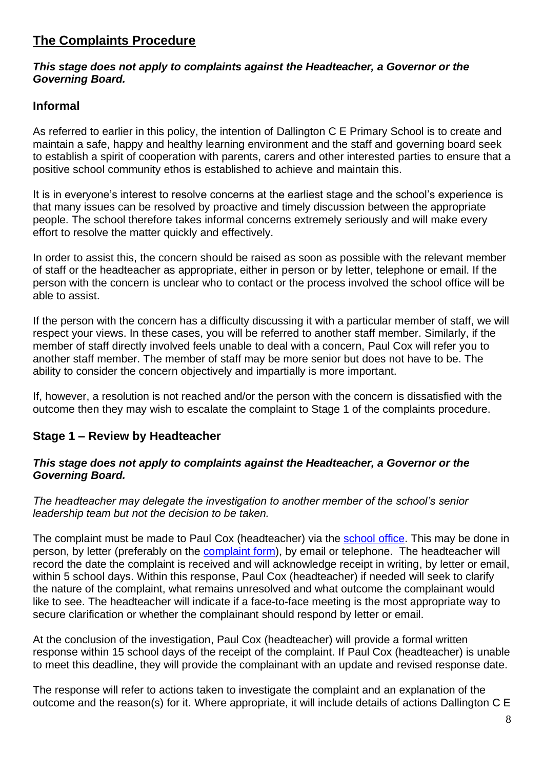## The Complaints Procedure

***This stage does not apply to complaints against the Headteacher, a Governor or the Governing Board.***

### Informal

As referred to earlier in this policy, the intention of Dallington C E Primary School is to create and maintain a safe, happy and healthy learning environment and the staff and governing board seek to establish a spirit of cooperation with parents, carers and other interested parties to ensure that a positive school community ethos is established to achieve and maintain this.

It is in everyone's interest to resolve concerns at the earliest stage and the school's experience is that many issues can be resolved by proactive and timely discussion between the appropriate people. The school therefore takes informal concerns extremely seriously and will make every effort to resolve the matter quickly and effectively.

In order to assist this, the concern should be raised as soon as possible with the relevant member of staff or the headteacher as appropriate, either in person or by letter, telephone or email. If the person with the concern is unclear who to contact or the process involved the school office will be able to assist.

If the person with the concern has a difficulty discussing it with a particular member of staff, we will respect your views. In these cases, you will be referred to another staff member. Similarly, if the member of staff directly involved feels unable to deal with a concern, Paul Cox will refer you to another staff member. The member of staff may be more senior but does not have to be. The ability to consider the concern objectively and impartially is more important.

If, however, a resolution is not reached and/or the person with the concern is dissatisfied with the outcome then they may wish to escalate the complaint to Stage 1 of the complaints procedure.

### Stage 1 – Review by Headteacher

***This stage does not apply to complaints against the Headteacher, a Governor or the Governing Board.***

*The headteacher may delegate the investigation to another member of the school's senior leadership team but not the decision to be taken.*

The complaint must be made to Paul Cox (headteacher) via the school office. This may be done in person, by letter (preferably on the complaint form), by email or telephone. The headteacher will record the date the complaint is received and will acknowledge receipt in writing, by letter or email, within 5 school days. Within this response, Paul Cox (headteacher) if needed will seek to clarify the nature of the complaint, what remains unresolved and what outcome the complainant would like to see. The headteacher will indicate if a face-to-face meeting is the most appropriate way to secure clarification or whether the complainant should respond by letter or email.

At the conclusion of the investigation, Paul Cox (headteacher) will provide a formal written response within 15 school days of the receipt of the complaint. If Paul Cox (headteacher) is unable to meet this deadline, they will provide the complainant with an update and revised response date.

The response will refer to actions taken to investigate the complaint and an explanation of the outcome and the reason(s) for it. Where appropriate, it will include details of actions Dallington C E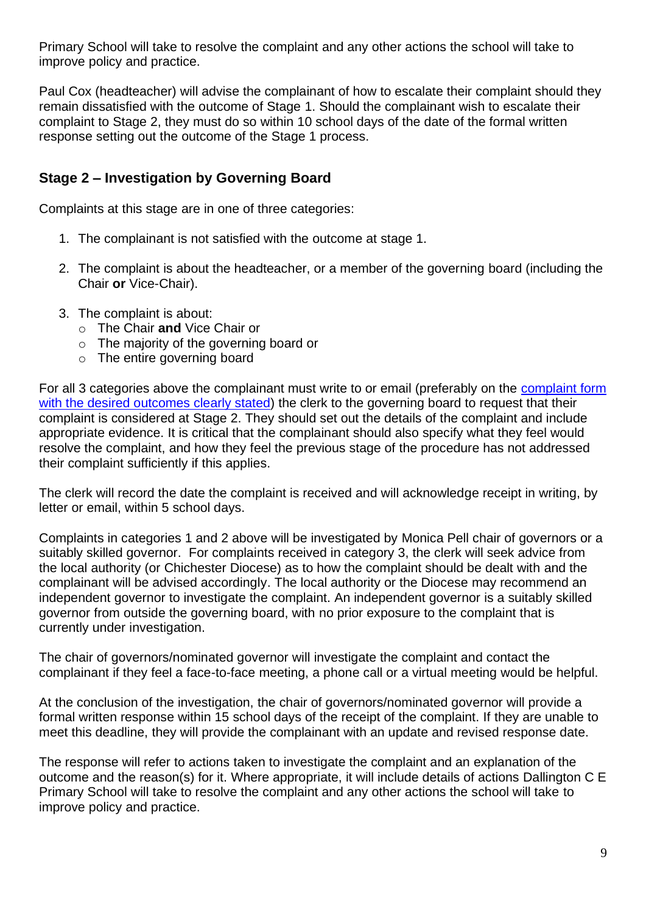Primary School will take to resolve the complaint and any other actions the school will take to improve policy and practice.

Paul Cox (headteacher) will advise the complainant of how to escalate their complaint should they remain dissatisfied with the outcome of Stage 1. Should the complainant wish to escalate their complaint to Stage 2, they must do so within 10 school days of the date of the formal written response setting out the outcome of the Stage 1 process.

### Stage 2 – Investigation by Governing Board

Complaints at this stage are in one of three categories:

1. The complainant is not satisfied with the outcome at stage 1.
2. The complaint is about the headteacher, or a member of the governing board (including the Chair **or** Vice-Chair).
3. The complaint is about:
   - The Chair **and** Vice Chair or
   - The majority of the governing board or
   - The entire governing board

For all 3 categories above the complainant must write to or email (preferably on the complaint form with the desired outcomes clearly stated) the clerk to the governing board to request that their complaint is considered at Stage 2. They should set out the details of the complaint and include appropriate evidence. It is critical that the complainant should also specify what they feel would resolve the complaint, and how they feel the previous stage of the procedure has not addressed their complaint sufficiently if this applies.

The clerk will record the date the complaint is received and will acknowledge receipt in writing, by letter or email, within 5 school days.

Complaints in categories 1 and 2 above will be investigated by Monica Pell chair of governors or a suitably skilled governor. For complaints received in category 3, the clerk will seek advice from the local authority (or Chichester Diocese) as to how the complaint should be dealt with and the complainant will be advised accordingly. The local authority or the Diocese may recommend an independent governor to investigate the complaint. An independent governor is a suitably skilled governor from outside the governing board, with no prior exposure to the complaint that is currently under investigation.

The chair of governors/nominated governor will investigate the complaint and contact the complainant if they feel a face-to-face meeting, a phone call or a virtual meeting would be helpful.

At the conclusion of the investigation, the chair of governors/nominated governor will provide a formal written response within 15 school days of the receipt of the complaint. If they are unable to meet this deadline, they will provide the complainant with an update and revised response date.

The response will refer to actions taken to investigate the complaint and an explanation of the outcome and the reason(s) for it. Where appropriate, it will include details of actions Dallington C E Primary School will take to resolve the complaint and any other actions the school will take to improve policy and practice.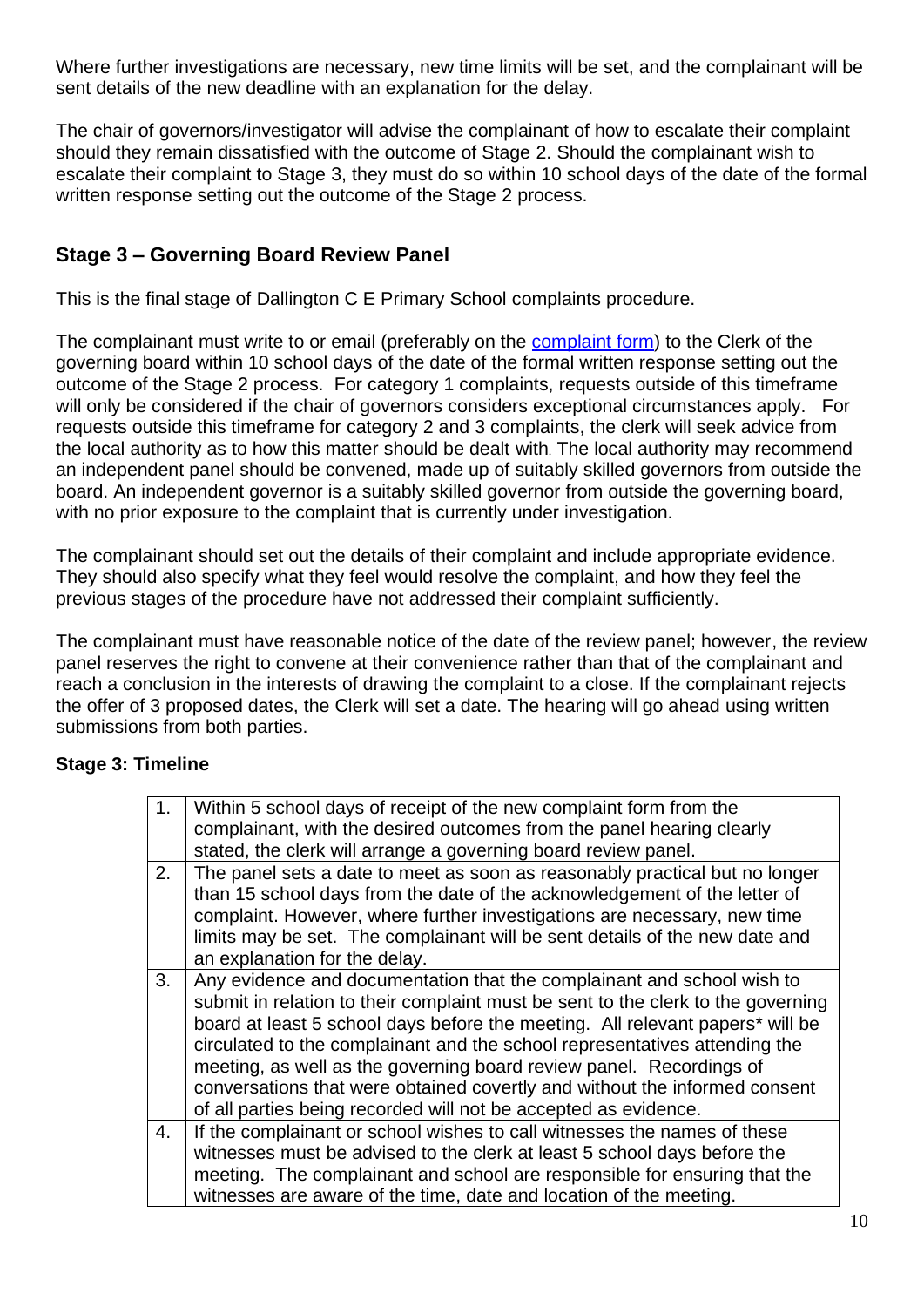Where further investigations are necessary, new time limits will be set, and the complainant will be sent details of the new deadline with an explanation for the delay.

The chair of governors/investigator will advise the complainant of how to escalate their complaint should they remain dissatisfied with the outcome of Stage 2. Should the complainant wish to escalate their complaint to Stage 3, they must do so within 10 school days of the date of the formal written response setting out the outcome of the Stage 2 process.

## Stage 3 – Governing Board Review Panel

This is the final stage of Dallington C E Primary School complaints procedure.

The complainant must write to or email (preferably on the [complaint form]) to the Clerk of the governing board within 10 school days of the date of the formal written response setting out the outcome of the Stage 2 process. For category 1 complaints, requests outside of this timeframe will only be considered if the chair of governors considers exceptional circumstances apply. For requests outside this timeframe for category 2 and 3 complaints, the clerk will seek advice from the local authority as to how this matter should be dealt with. The local authority may recommend an independent panel should be convened, made up of suitably skilled governors from outside the board. An independent governor is a suitably skilled governor from outside the governing board, with no prior exposure to the complaint that is currently under investigation.

The complainant should set out the details of their complaint and include appropriate evidence. They should also specify what they feel would resolve the complaint, and how they feel the previous stages of the procedure have not addressed their complaint sufficiently.

The complainant must have reasonable notice of the date of the review panel; however, the review panel reserves the right to convene at their convenience rather than that of the complainant and reach a conclusion in the interests of drawing the complaint to a close. If the complainant rejects the offer of 3 proposed dates, the Clerk will set a date. The hearing will go ahead using written submissions from both parties.

**Stage 3: Timeline**

| | |
|---|---|
| 1. | Within 5 school days of receipt of the new complaint form from the complainant, with the desired outcomes from the panel hearing clearly stated, the clerk will arrange a governing board review panel. |
| 2. | The panel sets a date to meet as soon as reasonably practical but no longer than 15 school days from the date of the acknowledgement of the letter of complaint. However, where further investigations are necessary, new time limits may be set. The complainant will be sent details of the new date and an explanation for the delay. |
| 3. | Any evidence and documentation that the complainant and school wish to submit in relation to their complaint must be sent to the clerk to the governing board at least 5 school days before the meeting. All relevant papers* will be circulated to the complainant and the school representatives attending the meeting, as well as the governing board review panel. Recordings of conversations that were obtained covertly and without the informed consent of all parties being recorded will not be accepted as evidence. |
| 4. | If the complainant or school wishes to call witnesses the names of these witnesses must be advised to the clerk at least 5 school days before the meeting. The complainant and school are responsible for ensuring that the witnesses are aware of the time, date and location of the meeting. |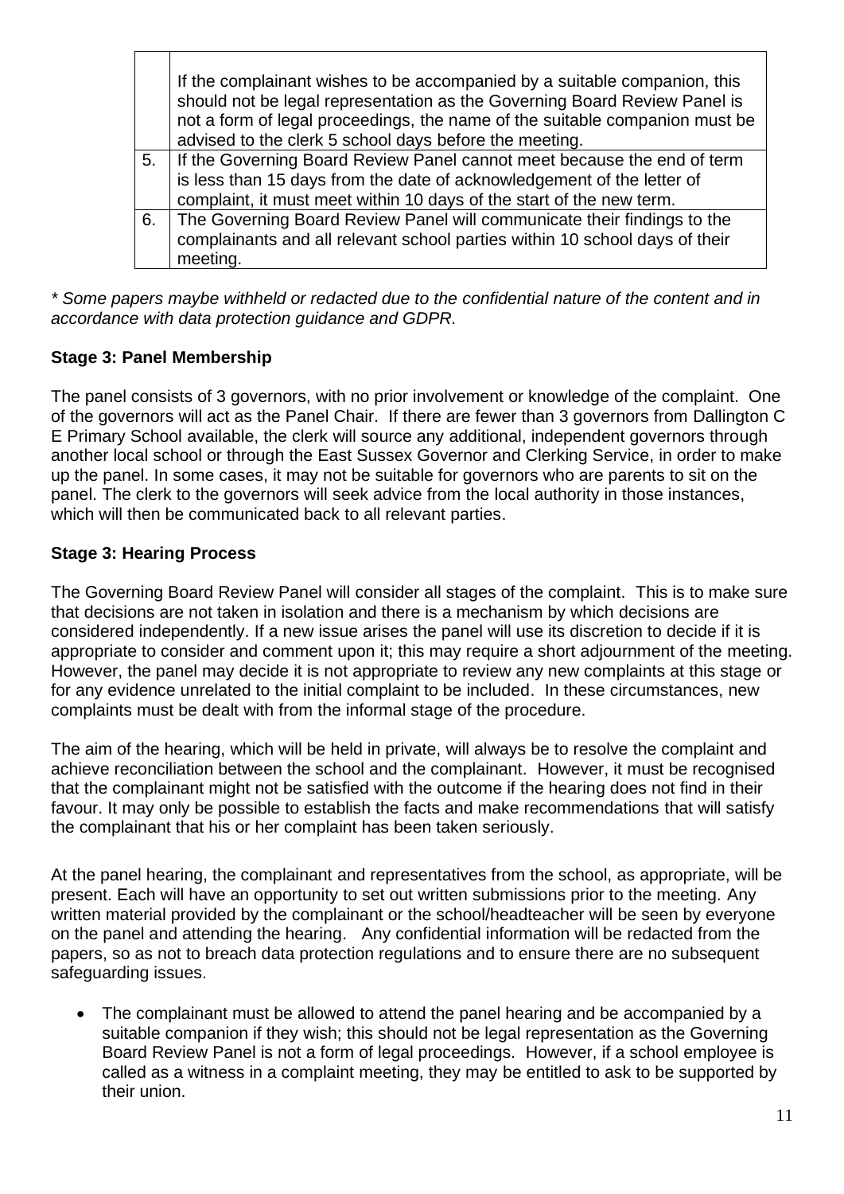| | |
|---|---|
| | If the complainant wishes to be accompanied by a suitable companion, this should not be legal representation as the Governing Board Review Panel is not a form of legal proceedings, the name of the suitable companion must be advised to the clerk 5 school days before the meeting. |
| 5. | If the Governing Board Review Panel cannot meet because the end of term is less than 15 days from the date of acknowledgement of the letter of complaint, it must meet within 10 days of the start of the new term. |
| 6. | The Governing Board Review Panel will communicate their findings to the complainants and all relevant school parties within 10 school days of their meeting. |

*\* Some papers maybe withheld or redacted due to the confidential nature of the content and in accordance with data protection guidance and GDPR.*

**Stage 3: Panel Membership**

The panel consists of 3 governors, with no prior involvement or knowledge of the complaint. One of the governors will act as the Panel Chair. If there are fewer than 3 governors from Dallington C E Primary School available, the clerk will source any additional, independent governors through another local school or through the East Sussex Governor and Clerking Service, in order to make up the panel. In some cases, it may not be suitable for governors who are parents to sit on the panel. The clerk to the governors will seek advice from the local authority in those instances, which will then be communicated back to all relevant parties.

**Stage 3: Hearing Process**

The Governing Board Review Panel will consider all stages of the complaint. This is to make sure that decisions are not taken in isolation and there is a mechanism by which decisions are considered independently. If a new issue arises the panel will use its discretion to decide if it is appropriate to consider and comment upon it; this may require a short adjournment of the meeting. However, the panel may decide it is not appropriate to review any new complaints at this stage or for any evidence unrelated to the initial complaint to be included. In these circumstances, new complaints must be dealt with from the informal stage of the procedure.

The aim of the hearing, which will be held in private, will always be to resolve the complaint and achieve reconciliation between the school and the complainant. However, it must be recognised that the complainant might not be satisfied with the outcome if the hearing does not find in their favour. It may only be possible to establish the facts and make recommendations that will satisfy the complainant that his or her complaint has been taken seriously.

At the panel hearing, the complainant and representatives from the school, as appropriate, will be present. Each will have an opportunity to set out written submissions prior to the meeting. Any written material provided by the complainant or the school/headteacher will be seen by everyone on the panel and attending the hearing. Any confidential information will be redacted from the papers, so as not to breach data protection regulations and to ensure there are no subsequent safeguarding issues.

- The complainant must be allowed to attend the panel hearing and be accompanied by a suitable companion if they wish; this should not be legal representation as the Governing Board Review Panel is not a form of legal proceedings. However, if a school employee is called as a witness in a complaint meeting, they may be entitled to ask to be supported by their union.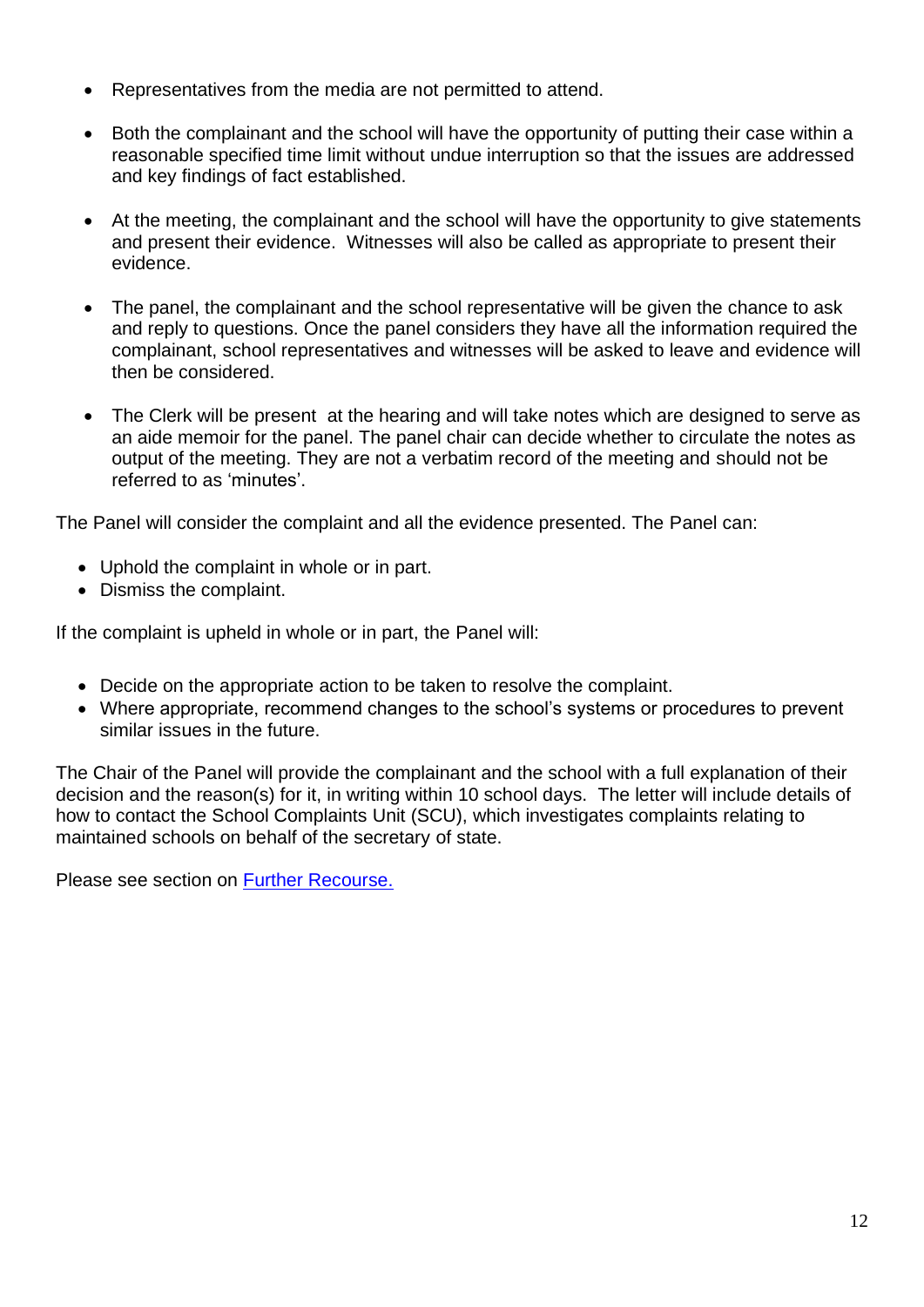- Representatives from the media are not permitted to attend.
- Both the complainant and the school will have the opportunity of putting their case within a reasonable specified time limit without undue interruption so that the issues are addressed and key findings of fact established.
- At the meeting, the complainant and the school will have the opportunity to give statements and present their evidence. Witnesses will also be called as appropriate to present their evidence.
- The panel, the complainant and the school representative will be given the chance to ask and reply to questions. Once the panel considers they have all the information required the complainant, school representatives and witnesses will be asked to leave and evidence will then be considered.
- The Clerk will be present at the hearing and will take notes which are designed to serve as an aide memoir for the panel. The panel chair can decide whether to circulate the notes as output of the meeting. They are not a verbatim record of the meeting and should not be referred to as 'minutes'.

The Panel will consider the complaint and all the evidence presented. The Panel can:

- Uphold the complaint in whole or in part.
- Dismiss the complaint.

If the complaint is upheld in whole or in part, the Panel will:

- Decide on the appropriate action to be taken to resolve the complaint.
- Where appropriate, recommend changes to the school's systems or procedures to prevent similar issues in the future.

The Chair of the Panel will provide the complainant and the school with a full explanation of their decision and the reason(s) for it, in writing within 10 school days. The letter will include details of how to contact the School Complaints Unit (SCU), which investigates complaints relating to maintained schools on behalf of the secretary of state.

Please see section on Further Recourse.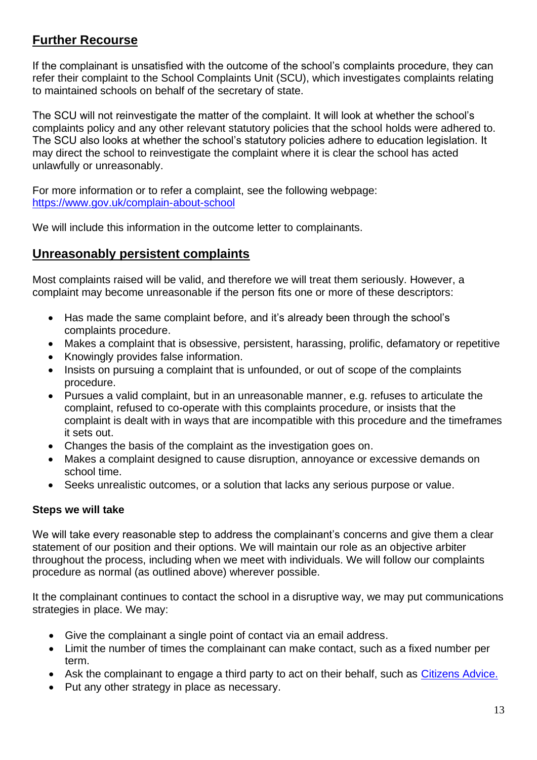## Further Recourse

If the complainant is unsatisfied with the outcome of the school's complaints procedure, they can refer their complaint to the School Complaints Unit (SCU), which investigates complaints relating to maintained schools on behalf of the secretary of state.

The SCU will not reinvestigate the matter of the complaint. It will look at whether the school's complaints policy and any other relevant statutory policies that the school holds were adhered to. The SCU also looks at whether the school's statutory policies adhere to education legislation. It may direct the school to reinvestigate the complaint where it is clear the school has acted unlawfully or unreasonably.

For more information or to refer a complaint, see the following webpage: [https://www.gov.uk/complain-about-school](https://www.gov.uk/complain-about-school)

We will include this information in the outcome letter to complainants.

## Unreasonably persistent complaints

Most complaints raised will be valid, and therefore we will treat them seriously. However, a complaint may become unreasonable if the person fits one or more of these descriptors:

- Has made the same complaint before, and it's already been through the school's complaints procedure.
- Makes a complaint that is obsessive, persistent, harassing, prolific, defamatory or repetitive
- Knowingly provides false information.
- Insists on pursuing a complaint that is unfounded, or out of scope of the complaints procedure.
- Pursues a valid complaint, but in an unreasonable manner, e.g. refuses to articulate the complaint, refused to co-operate with this complaints procedure, or insists that the complaint is dealt with in ways that are incompatible with this procedure and the timeframes it sets out.
- Changes the basis of the complaint as the investigation goes on.
- Makes a complaint designed to cause disruption, annoyance or excessive demands on school time.
- Seeks unrealistic outcomes, or a solution that lacks any serious purpose or value.

**Steps we will take**

We will take every reasonable step to address the complainant's concerns and give them a clear statement of our position and their options. We will maintain our role as an objective arbiter throughout the process, including when we meet with individuals. We will follow our complaints procedure as normal (as outlined above) wherever possible.

It the complainant continues to contact the school in a disruptive way, we may put communications strategies in place. We may:

- Give the complainant a single point of contact via an email address.
- Limit the number of times the complainant can make contact, such as a fixed number per term.
- Ask the complainant to engage a third party to act on their behalf, such as [Citizens Advice.]()
- Put any other strategy in place as necessary.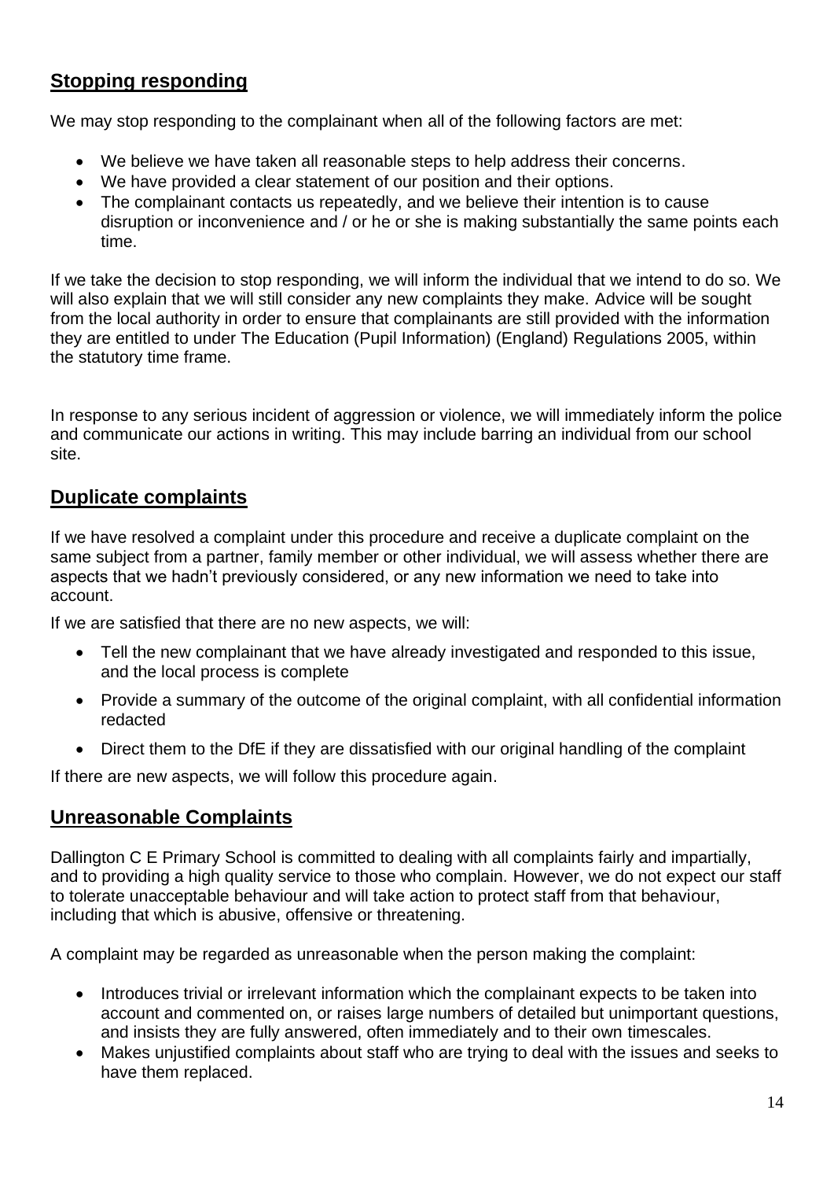## Stopping responding

We may stop responding to the complainant when all of the following factors are met:

- We believe we have taken all reasonable steps to help address their concerns.
- We have provided a clear statement of our position and their options.
- The complainant contacts us repeatedly, and we believe their intention is to cause disruption or inconvenience and / or he or she is making substantially the same points each time.

If we take the decision to stop responding, we will inform the individual that we intend to do so. We will also explain that we will still consider any new complaints they make. Advice will be sought from the local authority in order to ensure that complainants are still provided with the information they are entitled to under The Education (Pupil Information) (England) Regulations 2005, within the statutory time frame.

In response to any serious incident of aggression or violence, we will immediately inform the police and communicate our actions in writing. This may include barring an individual from our school site.

## Duplicate complaints

If we have resolved a complaint under this procedure and receive a duplicate complaint on the same subject from a partner, family member or other individual, we will assess whether there are aspects that we hadn't previously considered, or any new information we need to take into account.

If we are satisfied that there are no new aspects, we will:

- Tell the new complainant that we have already investigated and responded to this issue, and the local process is complete
- Provide a summary of the outcome of the original complaint, with all confidential information redacted
- Direct them to the DfE if they are dissatisfied with our original handling of the complaint

If there are new aspects, we will follow this procedure again.

## Unreasonable Complaints

Dallington C E Primary School is committed to dealing with all complaints fairly and impartially, and to providing a high quality service to those who complain. However, we do not expect our staff to tolerate unacceptable behaviour and will take action to protect staff from that behaviour, including that which is abusive, offensive or threatening.

A complaint may be regarded as unreasonable when the person making the complaint:

- Introduces trivial or irrelevant information which the complainant expects to be taken into account and commented on, or raises large numbers of detailed but unimportant questions, and insists they are fully answered, often immediately and to their own timescales.
- Makes unjustified complaints about staff who are trying to deal with the issues and seeks to have them replaced.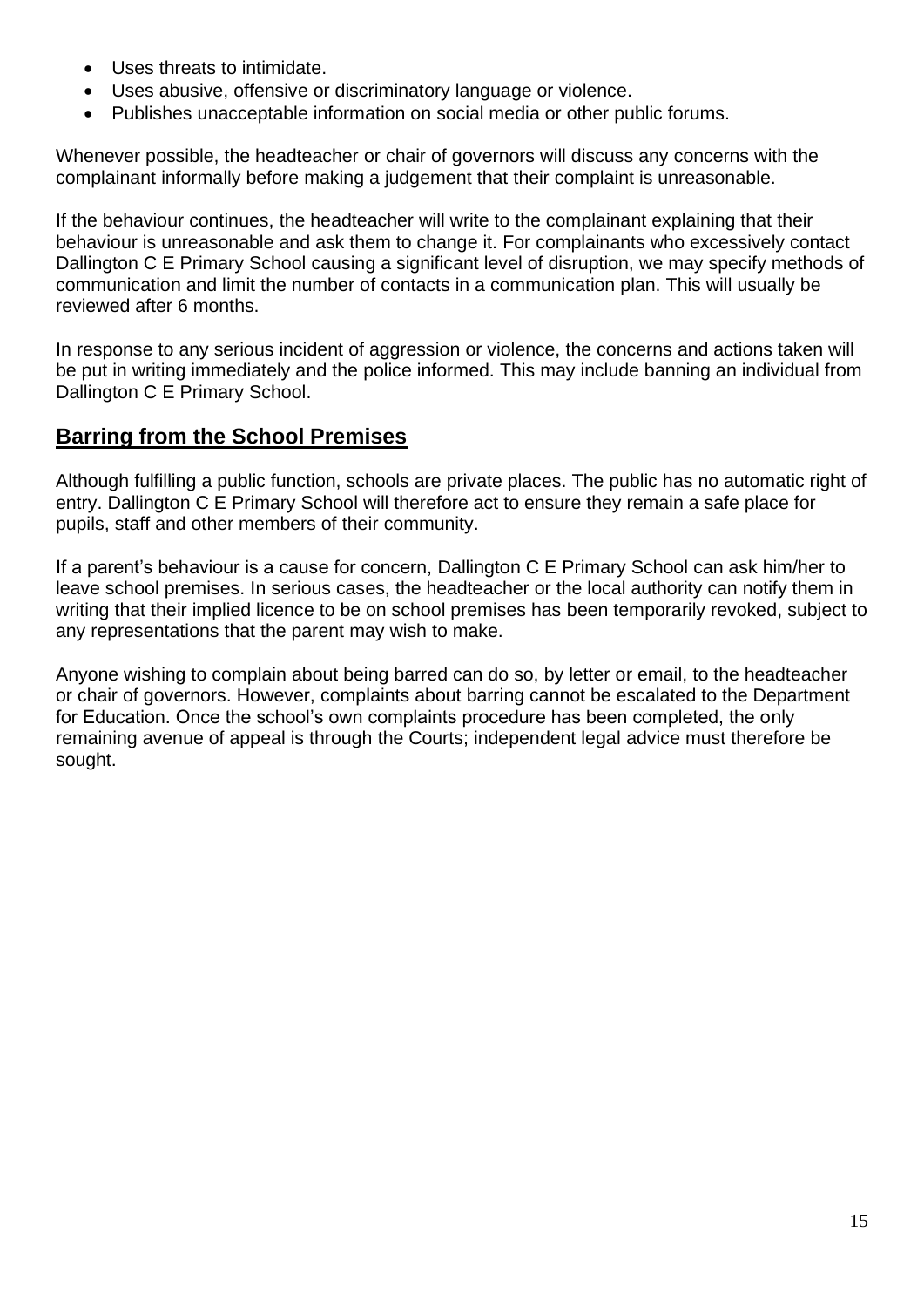- Uses threats to intimidate.
- Uses abusive, offensive or discriminatory language or violence.
- Publishes unacceptable information on social media or other public forums.

Whenever possible, the headteacher or chair of governors will discuss any concerns with the complainant informally before making a judgement that their complaint is unreasonable.

If the behaviour continues, the headteacher will write to the complainant explaining that their behaviour is unreasonable and ask them to change it. For complainants who excessively contact Dallington C E Primary School causing a significant level of disruption, we may specify methods of communication and limit the number of contacts in a communication plan. This will usually be reviewed after 6 months.

In response to any serious incident of aggression or violence, the concerns and actions taken will be put in writing immediately and the police informed. This may include banning an individual from Dallington C E Primary School.

## Barring from the School Premises

Although fulfilling a public function, schools are private places. The public has no automatic right of entry. Dallington C E Primary School will therefore act to ensure they remain a safe place for pupils, staff and other members of their community.

If a parent's behaviour is a cause for concern, Dallington C E Primary School can ask him/her to leave school premises. In serious cases, the headteacher or the local authority can notify them in writing that their implied licence to be on school premises has been temporarily revoked, subject to any representations that the parent may wish to make.

Anyone wishing to complain about being barred can do so, by letter or email, to the headteacher or chair of governors. However, complaints about barring cannot be escalated to the Department for Education. Once the school's own complaints procedure has been completed, the only remaining avenue of appeal is through the Courts; independent legal advice must therefore be sought.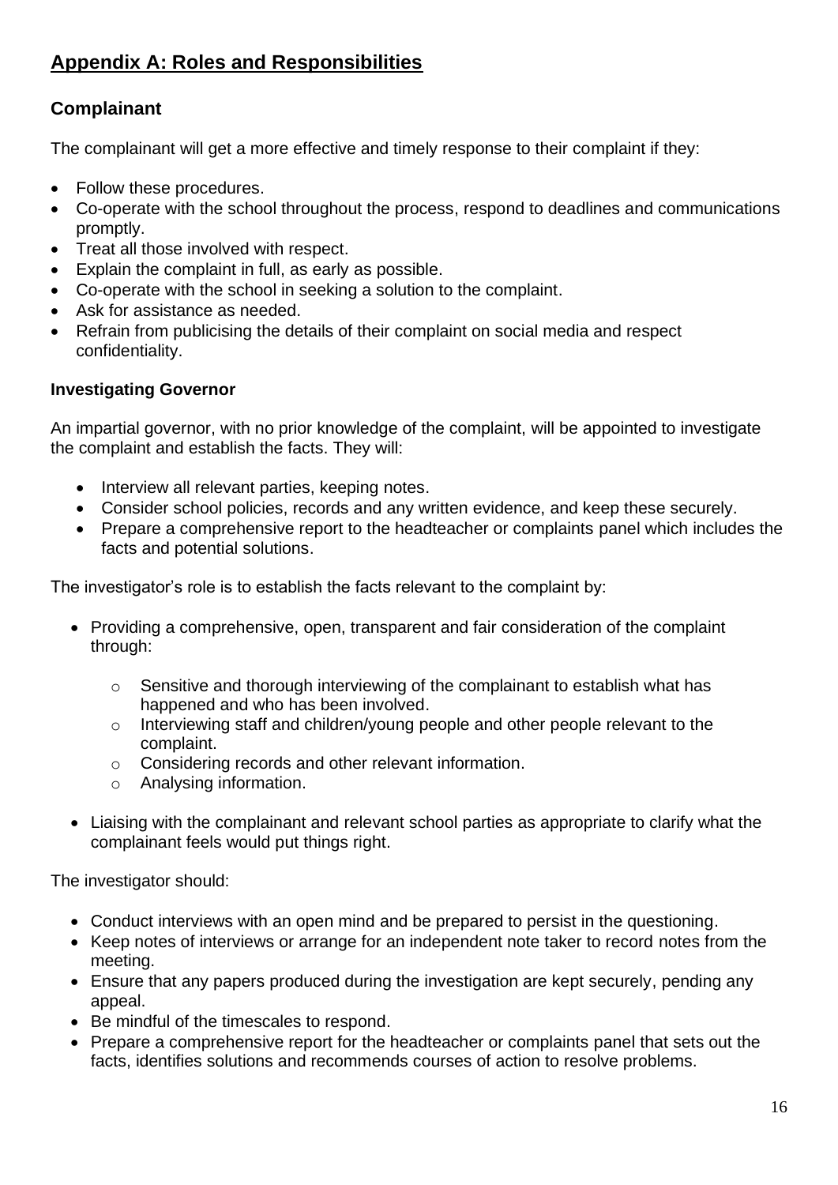## Appendix A: Roles and Responsibilities

### Complainant

The complainant will get a more effective and timely response to their complaint if they:

- Follow these procedures.
- Co-operate with the school throughout the process, respond to deadlines and communications promptly.
- Treat all those involved with respect.
- Explain the complaint in full, as early as possible.
- Co-operate with the school in seeking a solution to the complaint.
- Ask for assistance as needed.
- Refrain from publicising the details of their complaint on social media and respect confidentiality.

#### Investigating Governor

An impartial governor, with no prior knowledge of the complaint, will be appointed to investigate the complaint and establish the facts. They will:

- Interview all relevant parties, keeping notes.
- Consider school policies, records and any written evidence, and keep these securely.
- Prepare a comprehensive report to the headteacher or complaints panel which includes the facts and potential solutions.

The investigator's role is to establish the facts relevant to the complaint by:

- Providing a comprehensive, open, transparent and fair consideration of the complaint through:
  - Sensitive and thorough interviewing of the complainant to establish what has happened and who has been involved.
  - Interviewing staff and children/young people and other people relevant to the complaint.
  - Considering records and other relevant information.
  - Analysing information.
- Liaising with the complainant and relevant school parties as appropriate to clarify what the complainant feels would put things right.

The investigator should:

- Conduct interviews with an open mind and be prepared to persist in the questioning.
- Keep notes of interviews or arrange for an independent note taker to record notes from the meeting.
- Ensure that any papers produced during the investigation are kept securely, pending any appeal.
- Be mindful of the timescales to respond.
- Prepare a comprehensive report for the headteacher or complaints panel that sets out the facts, identifies solutions and recommends courses of action to resolve problems.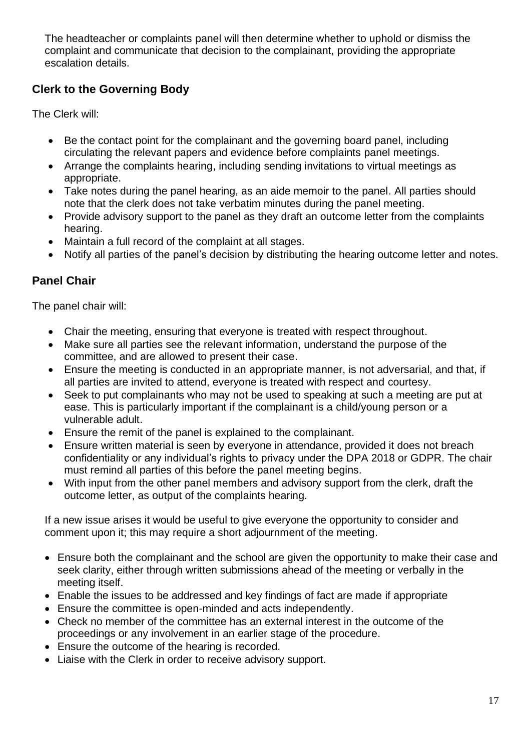The headteacher or complaints panel will then determine whether to uphold or dismiss the complaint and communicate that decision to the complainant, providing the appropriate escalation details.

## Clerk to the Governing Body

The Clerk will:

- Be the contact point for the complainant and the governing board panel, including circulating the relevant papers and evidence before complaints panel meetings.
- Arrange the complaints hearing, including sending invitations to virtual meetings as appropriate.
- Take notes during the panel hearing, as an aide memoir to the panel. All parties should note that the clerk does not take verbatim minutes during the panel meeting.
- Provide advisory support to the panel as they draft an outcome letter from the complaints hearing.
- Maintain a full record of the complaint at all stages.
- Notify all parties of the panel's decision by distributing the hearing outcome letter and notes.

## Panel Chair

The panel chair will:

- Chair the meeting, ensuring that everyone is treated with respect throughout.
- Make sure all parties see the relevant information, understand the purpose of the committee, and are allowed to present their case.
- Ensure the meeting is conducted in an appropriate manner, is not adversarial, and that, if all parties are invited to attend, everyone is treated with respect and courtesy.
- Seek to put complainants who may not be used to speaking at such a meeting are put at ease. This is particularly important if the complainant is a child/young person or a vulnerable adult.
- Ensure the remit of the panel is explained to the complainant.
- Ensure written material is seen by everyone in attendance, provided it does not breach confidentiality or any individual's rights to privacy under the DPA 2018 or GDPR. The chair must remind all parties of this before the panel meeting begins.
- With input from the other panel members and advisory support from the clerk, draft the outcome letter, as output of the complaints hearing.

If a new issue arises it would be useful to give everyone the opportunity to consider and comment upon it; this may require a short adjournment of the meeting.

- Ensure both the complainant and the school are given the opportunity to make their case and seek clarity, either through written submissions ahead of the meeting or verbally in the meeting itself.
- Enable the issues to be addressed and key findings of fact are made if appropriate
- Ensure the committee is open-minded and acts independently.
- Check no member of the committee has an external interest in the outcome of the proceedings or any involvement in an earlier stage of the procedure.
- Ensure the outcome of the hearing is recorded.
- Liaise with the Clerk in order to receive advisory support.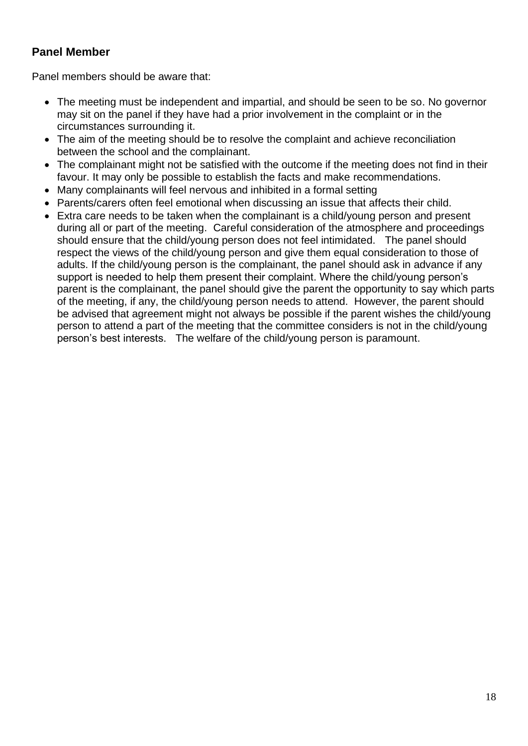## Panel Member

Panel members should be aware that:

- The meeting must be independent and impartial, and should be seen to be so. No governor may sit on the panel if they have had a prior involvement in the complaint or in the circumstances surrounding it.
- The aim of the meeting should be to resolve the complaint and achieve reconciliation between the school and the complainant.
- The complainant might not be satisfied with the outcome if the meeting does not find in their favour. It may only be possible to establish the facts and make recommendations.
- Many complainants will feel nervous and inhibited in a formal setting
- Parents/carers often feel emotional when discussing an issue that affects their child.
- Extra care needs to be taken when the complainant is a child/young person and present during all or part of the meeting. Careful consideration of the atmosphere and proceedings should ensure that the child/young person does not feel intimidated. The panel should respect the views of the child/young person and give them equal consideration to those of adults. If the child/young person is the complainant, the panel should ask in advance if any support is needed to help them present their complaint. Where the child/young person's parent is the complainant, the panel should give the parent the opportunity to say which parts of the meeting, if any, the child/young person needs to attend. However, the parent should be advised that agreement might not always be possible if the parent wishes the child/young person to attend a part of the meeting that the committee considers is not in the child/young person's best interests. The welfare of the child/young person is paramount.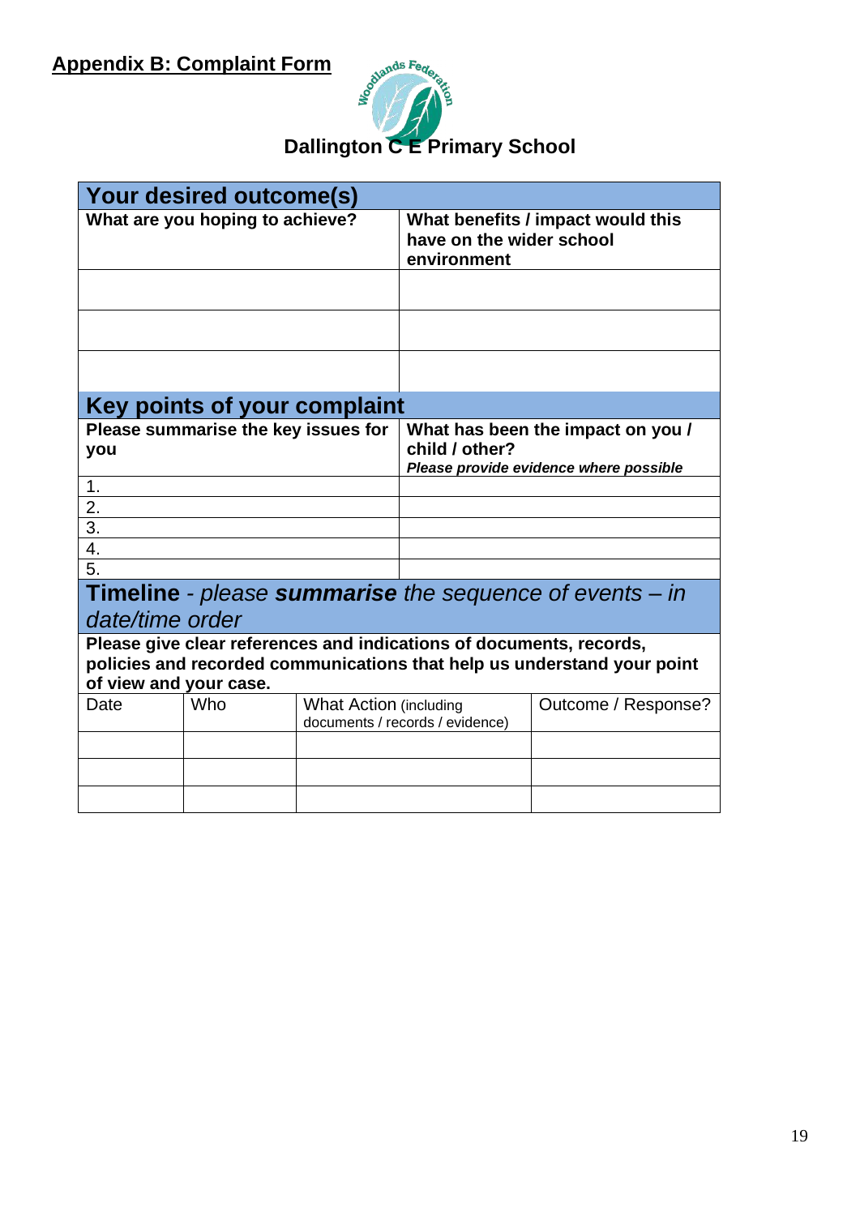## Appendix B: Complaint Form

**Dallington C E Primary School**

| **Your desired outcome(s)** | |
|---|---|
| **What are you hoping to achieve?** | **What benefits / impact would this have on the wider school environment** |
| | |
| | |
| | |

| **Key points of your complaint** | |
|---|---|
| **Please summarise the key issues for you** | **What has been the impact on you / child / other?** ***Please provide evidence where possible*** |
| 1. | |
| 2. | |
| 3. | |
| 4. | |
| 5. | |

**Timeline** - *please **summarise** the sequence of events – in date/time order*

**Please give clear references and indications of documents, records, policies and recorded communications that help us understand your point of view and your case.**

| Date | Who | What Action (including documents / records / evidence) | Outcome / Response? |
|---|---|---|---|
| | | | |
| | | | |
| | | | |